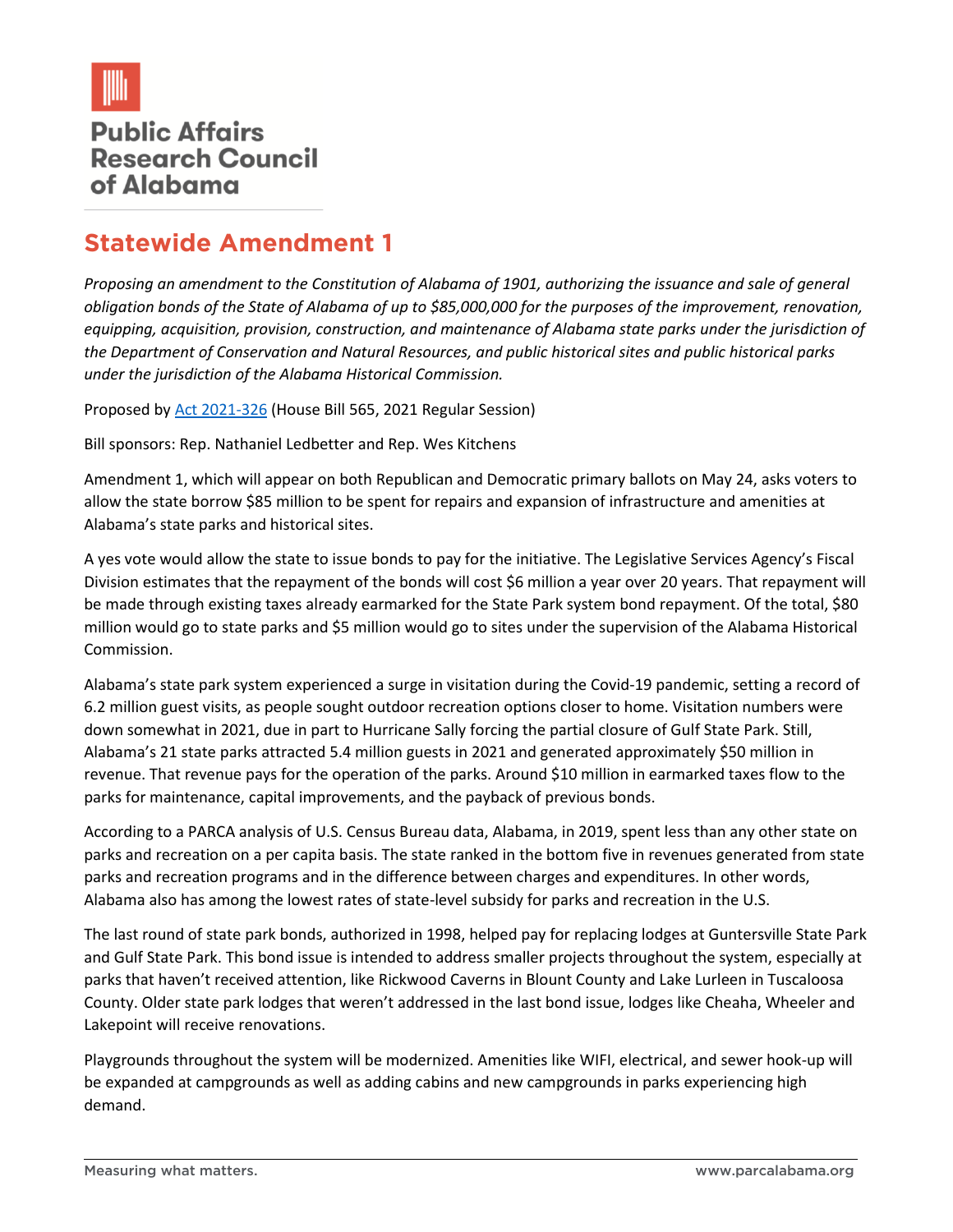Public Affairs Research Council of Alabama

# Statewide Amendment 1

*Proposing an amendment to the Constitution of Alabama of 1901, authorizing the issuance and sale of general obligation bonds of the State of Alabama of up to $85,000,000 for the purposes of the improvement, renovation, equipping, acquisition, provision, construction, and maintenance of Alabama state parks under the jurisdiction of the Department of Conservation and Natural Resources, and public historical sites and public historical parks under the jurisdiction of the Alabama Historical Commission.*

Proposed by [Act 2021-326](Act 2021-326) (House Bill 565, 2021 Regular Session)

Bill sponsors: Rep. Nathaniel Ledbetter and Rep. Wes Kitchens

Amendment 1, which will appear on both Republican and Democratic primary ballots on May 24, asks voters to allow the state borrow $85 million to be spent for repairs and expansion of infrastructure and amenities at Alabama's state parks and historical sites.

A yes vote would allow the state to issue bonds to pay for the initiative. The Legislative Services Agency's Fiscal Division estimates that the repayment of the bonds will cost $6 million a year over 20 years. That repayment will be made through existing taxes already earmarked for the State Park system bond repayment. Of the total, $80 million would go to state parks and $5 million would go to sites under the supervision of the Alabama Historical Commission.

Alabama's state park system experienced a surge in visitation during the Covid-19 pandemic, setting a record of 6.2 million guest visits, as people sought outdoor recreation options closer to home. Visitation numbers were down somewhat in 2021, due in part to Hurricane Sally forcing the partial closure of Gulf State Park. Still, Alabama's 21 state parks attracted 5.4 million guests in 2021 and generated approximately $50 million in revenue. That revenue pays for the operation of the parks. Around $10 million in earmarked taxes flow to the parks for maintenance, capital improvements, and the payback of previous bonds.

According to a PARCA analysis of U.S. Census Bureau data, Alabama, in 2019, spent less than any other state on parks and recreation on a per capita basis. The state ranked in the bottom five in revenues generated from state parks and recreation programs and in the difference between charges and expenditures. In other words, Alabama also has among the lowest rates of state-level subsidy for parks and recreation in the U.S.

The last round of state park bonds, authorized in 1998, helped pay for replacing lodges at Guntersville State Park and Gulf State Park. This bond issue is intended to address smaller projects throughout the system, especially at parks that haven't received attention, like Rickwood Caverns in Blount County and Lake Lurleen in Tuscaloosa County. Older state park lodges that weren't addressed in the last bond issue, lodges like Cheaha, Wheeler and Lakepoint will receive renovations.

Playgrounds throughout the system will be modernized. Amenities like WIFI, electrical, and sewer hook-up will be expanded at campgrounds as well as adding cabins and new campgrounds in parks experiencing high demand.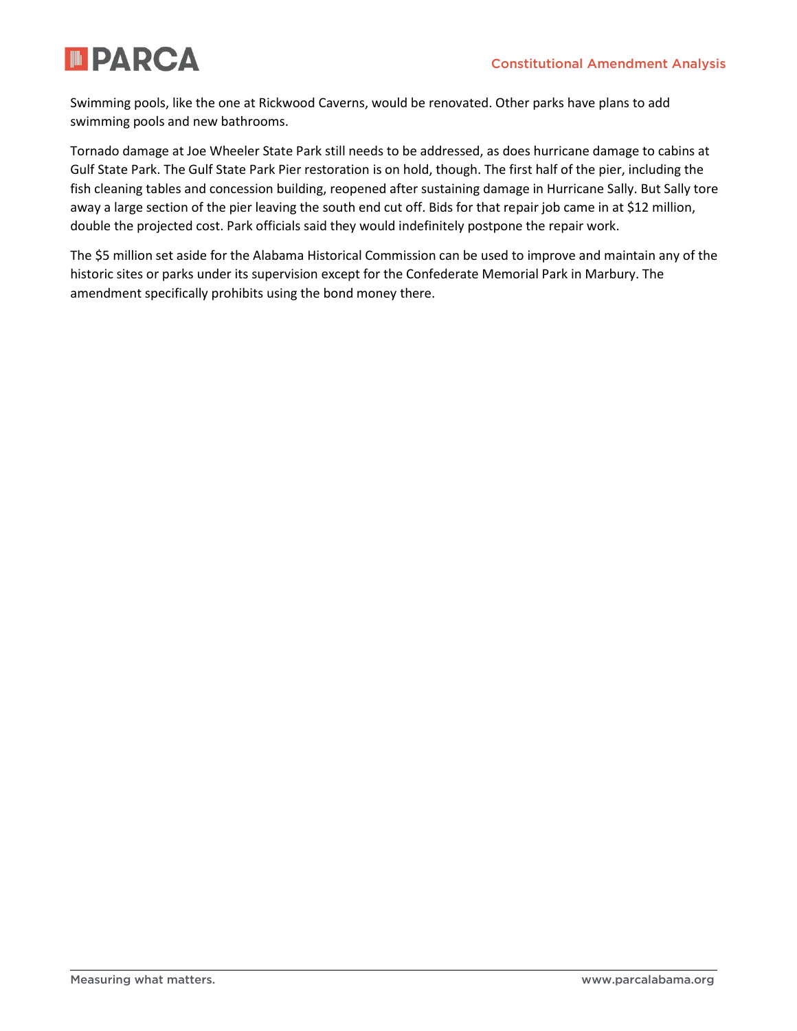Swimming pools, like the one at Rickwood Caverns, would be renovated. Other parks have plans to add swimming pools and new bathrooms.

Tornado damage at Joe Wheeler State Park still needs to be addressed, as does hurricane damage to cabins at Gulf State Park. The Gulf State Park Pier restoration is on hold, though. The first half of the pier, including the fish cleaning tables and concession building, reopened after sustaining damage in Hurricane Sally. But Sally tore away a large section of the pier leaving the south end cut off. Bids for that repair job came in at $12 million, double the projected cost. Park officials said they would indefinitely postpone the repair work.

The $5 million set aside for the Alabama Historical Commission can be used to improve and maintain any of the historic sites or parks under its supervision except for the Confederate Memorial Park in Marbury. The amendment specifically prohibits using the bond money there.